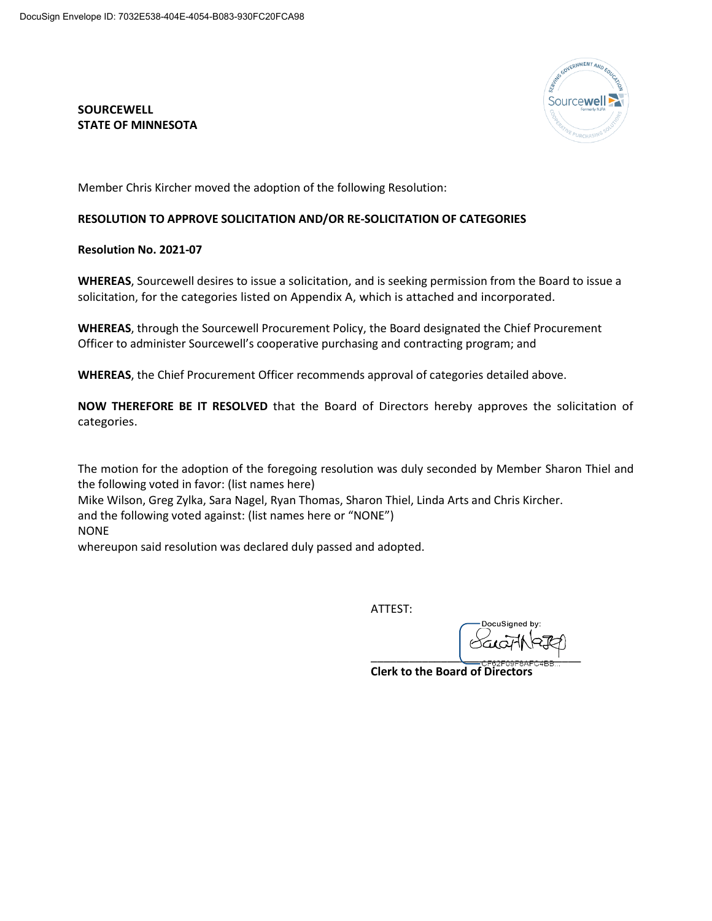DocuSign Envelope ID: 7032E538-404E-4054-B083-930FC20FCA98

**SOURCEWELL**
**STATE OF MINNESOTA**

Member Chris Kircher moved the adoption of the following Resolution:

**RESOLUTION TO APPROVE SOLICITATION AND/OR RE-SOLICITATION OF CATEGORIES**

**Resolution No. 2021-07**

**WHEREAS**, Sourcewell desires to issue a solicitation, and is seeking permission from the Board to issue a solicitation, for the categories listed on Appendix A, which is attached and incorporated.

**WHEREAS**, through the Sourcewell Procurement Policy, the Board designated the Chief Procurement Officer to administer Sourcewell's cooperative purchasing and contracting program; and

**WHEREAS**, the Chief Procurement Officer recommends approval of categories detailed above.

**NOW THEREFORE BE IT RESOLVED** that the Board of Directors hereby approves the solicitation of categories.

The motion for the adoption of the foregoing resolution was duly seconded by Member Sharon Thiel and the following voted in favor: (list names here)
Mike Wilson, Greg Zylka, Sara Nagel, Ryan Thomas, Sharon Thiel, Linda Arts and Chris Kircher.
and the following voted against: (list names here or "NONE")
NONE
whereupon said resolution was declared duly passed and adopted.

ATTEST:

DocuSigned by:
CF62F09F8AFC4BB...

**Clerk to the Board of Directors**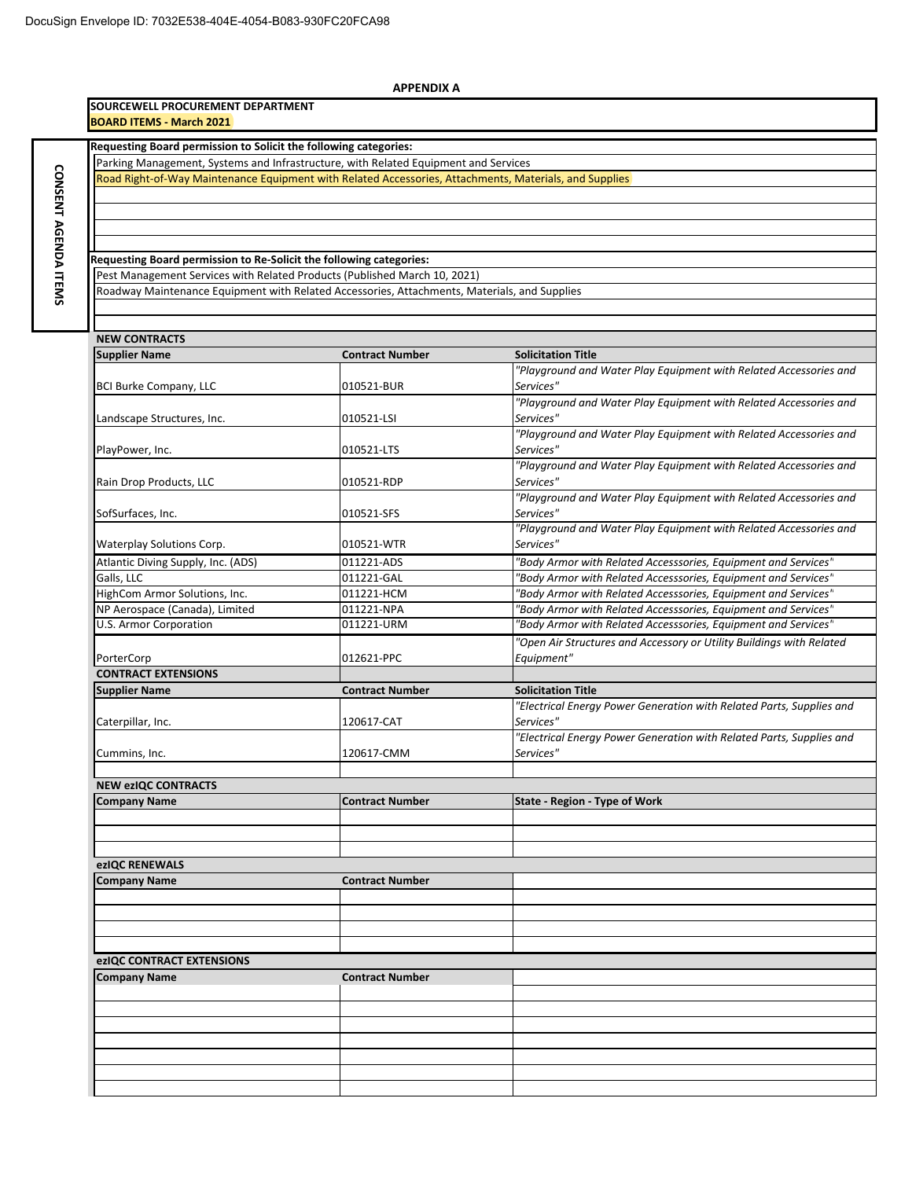DocuSign Envelope ID: 7032E538-404E-4054-B083-930FC20FCA98

**APPENDIX A**

**SOURCEWELL PROCUREMENT DEPARTMENT**
**BOARD ITEMS - March 2021**

**CONSENT AGENDA ITEMS**

**Requesting Board permission to Solicit the following categories:**

- Parking Management, Systems and Infrastructure, with Related Equipment and Services
- Road Right-of-Way Maintenance Equipment with Related Accessories, Attachments, Materials, and Supplies

**Requesting Board permission to Re-Solicit the following categories:**

- Pest Management Services with Related Products (Published March 10, 2021)
- Roadway Maintenance Equipment with Related Accessories, Attachments, Materials, and Supplies

**NEW CONTRACTS**

| Supplier Name | Contract Number | Solicitation Title |
|---|---|---|
| BCI Burke Company, LLC | 010521-BUR | *"Playground and Water Play Equipment with Related Accessories and Services"* |
| Landscape Structures, Inc. | 010521-LSI | *"Playground and Water Play Equipment with Related Accessories and Services"* |
| PlayPower, Inc. | 010521-LTS | *"Playground and Water Play Equipment with Related Accessories and Services"* |
| Rain Drop Products, LLC | 010521-RDP | *"Playground and Water Play Equipment with Related Accessories and Services"* |
| SofSurfaces, Inc. | 010521-SFS | *"Playground and Water Play Equipment with Related Accessories and Services"* |
| Waterplay Solutions Corp. | 010521-WTR | *"Playground and Water Play Equipment with Related Accessories and Services"* |
| Atlantic Diving Supply, Inc. (ADS) | 011221-ADS | *"Body Armor with Related Accesssories, Equipment and Services"* |
| Galls, LLC | 011221-GAL | *"Body Armor with Related Accesssories, Equipment and Services"* |
| HighCom Armor Solutions, Inc. | 011221-HCM | *"Body Armor with Related Accesssories, Equipment and Services"* |
| NP Aerospace (Canada), Limited | 011221-NPA | *"Body Armor with Related Accesssories, Equipment and Services"* |
| U.S. Armor Corporation | 011221-URM | *"Body Armor with Related Accesssories, Equipment and Services"* |
| PorterCorp | 012621-PPC | *"Open Air Structures and Accessory or Utility Buildings with Related Equipment"* |

**CONTRACT EXTENSIONS**

| Supplier Name | Contract Number | Solicitation Title |
|---|---|---|
| Caterpillar, Inc. | 120617-CAT | *"Electrical Energy Power Generation with Related Parts, Supplies and Services"* |
| Cummins, Inc. | 120617-CMM | *"Electrical Energy Power Generation with Related Parts, Supplies and Services"* |

**NEW ezIQC CONTRACTS**

| Company Name | Contract Number | State - Region - Type of Work |
|---|---|---|
| | | |

**ezIQC RENEWALS**

| Company Name | Contract Number | |
|---|---|---|
| | | |

**ezIQC CONTRACT EXTENSIONS**

| Company Name | Contract Number | |
|---|---|---|
| | | |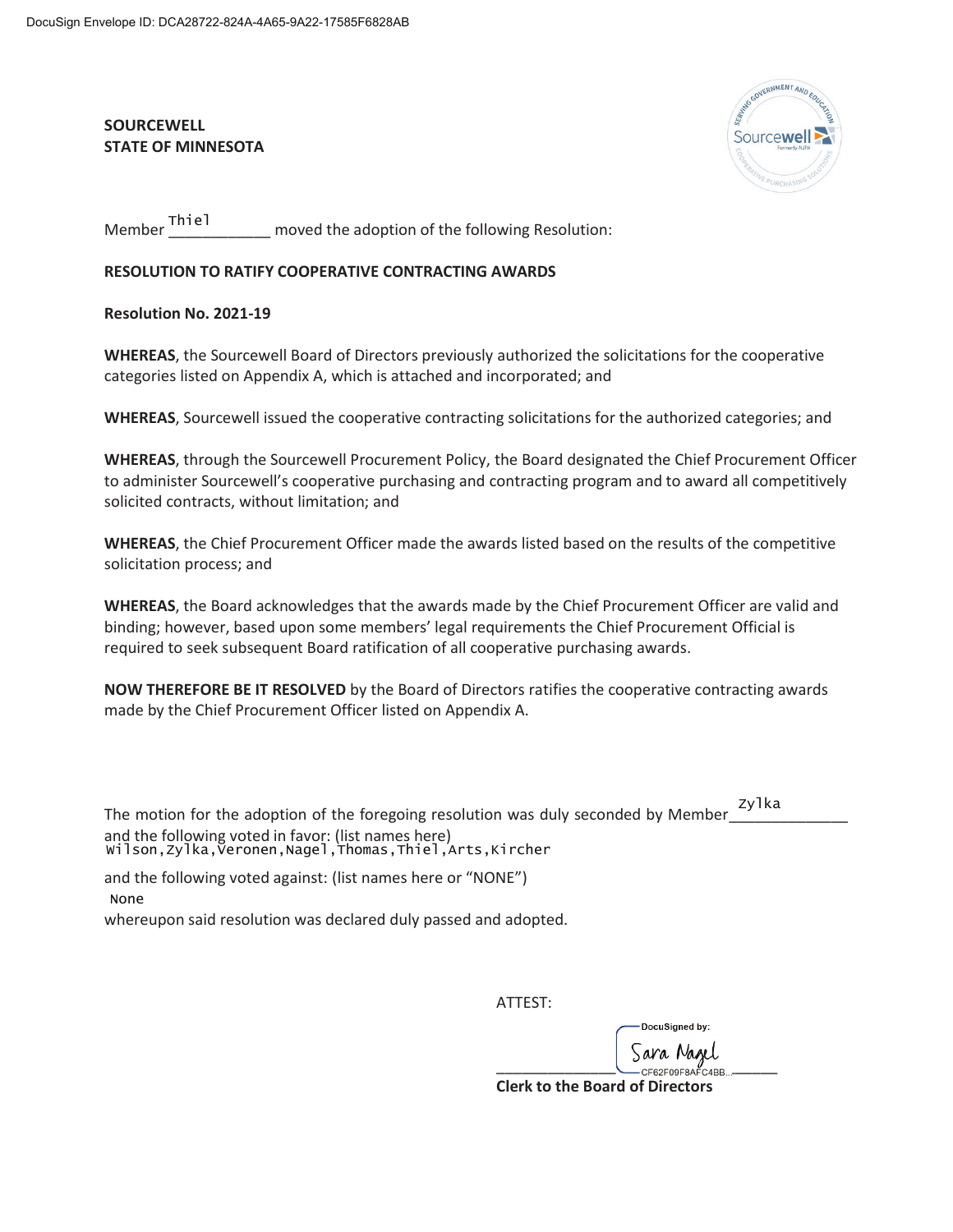DocuSign Envelope ID: DCA28722-824A-4A65-9A22-17585F6828AB

**SOURCEWELL**
**STATE OF MINNESOTA**

Member Thiel moved the adoption of the following Resolution:

**RESOLUTION TO RATIFY COOPERATIVE CONTRACTING AWARDS**

**Resolution No. 2021-19**

**WHEREAS**, the Sourcewell Board of Directors previously authorized the solicitations for the cooperative categories listed on Appendix A, which is attached and incorporated; and

**WHEREAS**, Sourcewell issued the cooperative contracting solicitations for the authorized categories; and

**WHEREAS**, through the Sourcewell Procurement Policy, the Board designated the Chief Procurement Officer to administer Sourcewell's cooperative purchasing and contracting program and to award all competitively solicited contracts, without limitation; and

**WHEREAS**, the Chief Procurement Officer made the awards listed based on the results of the competitive solicitation process; and

**WHEREAS**, the Board acknowledges that the awards made by the Chief Procurement Officer are valid and binding; however, based upon some members' legal requirements the Chief Procurement Official is required to seek subsequent Board ratification of all cooperative purchasing awards.

**NOW THEREFORE BE IT RESOLVED** by the Board of Directors ratifies the cooperative contracting awards made by the Chief Procurement Officer listed on Appendix A.

The motion for the adoption of the foregoing resolution was duly seconded by Member Zylka
and the following voted in favor: (list names here)
Wilson, Zylka, Veronen, Nagel, Thomas, Thiel, Arts, Kircher

and the following voted against: (list names here or "NONE")
None

whereupon said resolution was declared duly passed and adopted.

ATTEST:

DocuSigned by:
Sara Nagel
CF62F09F8AFC4BB...

**Clerk to the Board of Directors**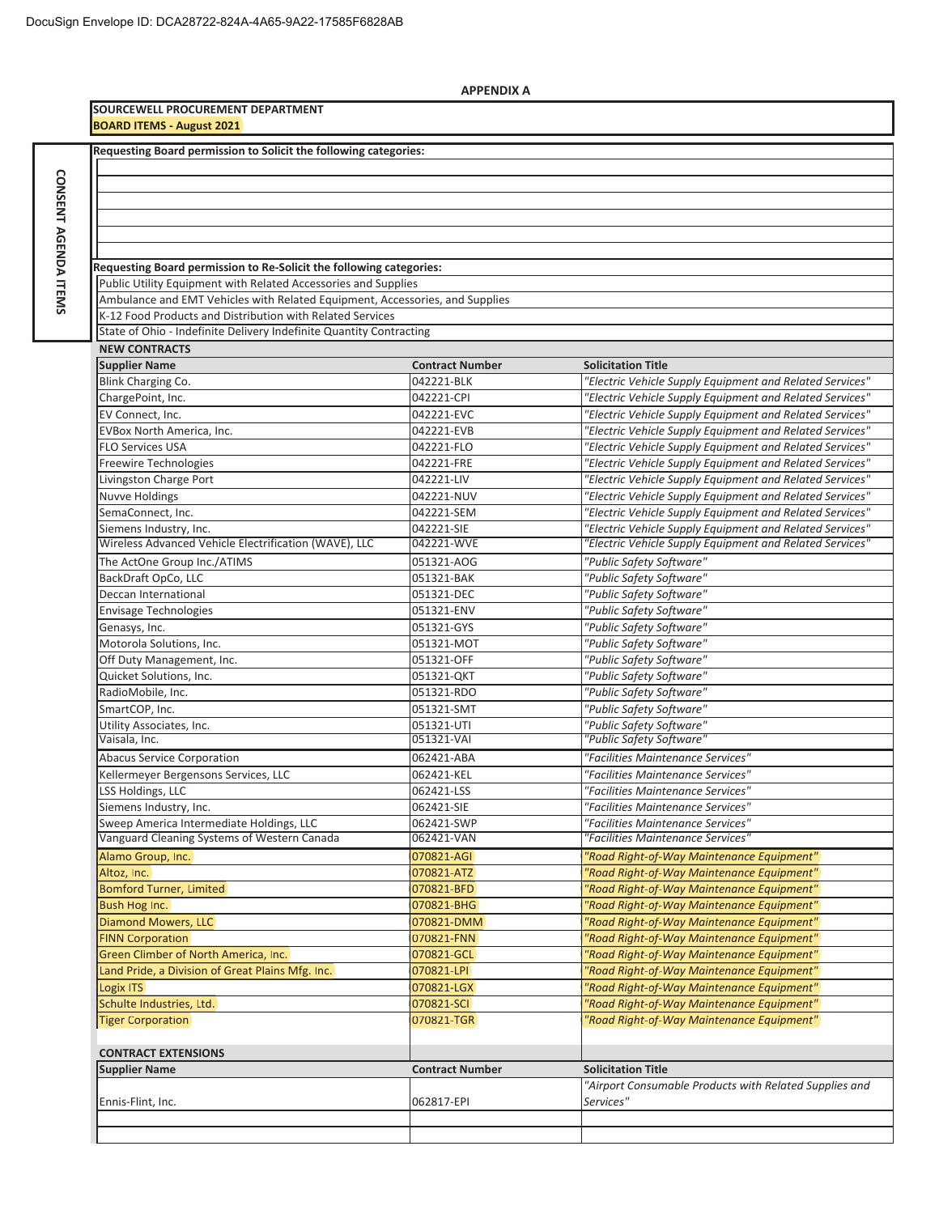DocuSign Envelope ID: DCA28722-824A-4A65-9A22-17585F6828AB

**APPENDIX A**

**SOURCEWELL PROCUREMENT DEPARTMENT**
**BOARD ITEMS - August 2021**

**CONSENT AGENDA ITEMS**

**Requesting Board permission to Solicit the following categories:**

**Requesting Board permission to Re-Solicit the following categories:**

- Public Utility Equipment with Related Accessories and Supplies
- Ambulance and EMT Vehicles with Related Equipment, Accessories, and Supplies
- K-12 Food Products and Distribution with Related Services
- State of Ohio - Indefinite Delivery Indefinite Quantity Contracting

**NEW CONTRACTS**

| Supplier Name | Contract Number | Solicitation Title |
|---|---|---|
| Blink Charging Co. | 042221-BLK | *"Electric Vehicle Supply Equipment and Related Services"* |
| ChargePoint, Inc. | 042221-CPI | *"Electric Vehicle Supply Equipment and Related Services"* |
| EV Connect, Inc. | 042221-EVC | *"Electric Vehicle Supply Equipment and Related Services"* |
| EVBox North America, Inc. | 042221-EVB | *"Electric Vehicle Supply Equipment and Related Services"* |
| FLO Services USA | 042221-FLO | *"Electric Vehicle Supply Equipment and Related Services"* |
| Freewire Technologies | 042221-FRE | *"Electric Vehicle Supply Equipment and Related Services"* |
| Livingston Charge Port | 042221-LIV | *"Electric Vehicle Supply Equipment and Related Services"* |
| Nuvve Holdings | 042221-NUV | *"Electric Vehicle Supply Equipment and Related Services"* |
| SemaConnect, Inc. | 042221-SEM | *"Electric Vehicle Supply Equipment and Related Services"* |
| Siemens Industry, Inc. | 042221-SIE | *"Electric Vehicle Supply Equipment and Related Services"* |
| Wireless Advanced Vehicle Electrification (WAVE), LLC | 042221-WVE | *"Electric Vehicle Supply Equipment and Related Services"* |
| The ActOne Group Inc./ATIMS | 051321-AOG | *"Public Safety Software"* |
| BackDraft OpCo, LLC | 051321-BAK | *"Public Safety Software"* |
| Deccan International | 051321-DEC | *"Public Safety Software"* |
| Envisage Technologies | 051321-ENV | *"Public Safety Software"* |
| Genasys, Inc. | 051321-GYS | *"Public Safety Software"* |
| Motorola Solutions, Inc. | 051321-MOT | *"Public Safety Software"* |
| Off Duty Management, Inc. | 051321-OFF | *"Public Safety Software"* |
| Quicket Solutions, Inc. | 051321-QKT | *"Public Safety Software"* |
| RadioMobile, Inc. | 051321-RDO | *"Public Safety Software"* |
| SmartCOP, Inc. | 051321-SMT | *"Public Safety Software"* |
| Utility Associates, Inc. | 051321-UTI | *"Public Safety Software"* |
| Vaisala, Inc. | 051321-VAI | *"Public Safety Software"* |
| Abacus Service Corporation | 062421-ABA | *"Facilities Maintenance Services"* |
| Kellermeyer Bergensons Services, LLC | 062421-KEL | *"Facilities Maintenance Services"* |
| LSS Holdings, LLC | 062421-LSS | *"Facilities Maintenance Services"* |
| Siemens Industry, Inc. | 062421-SIE | *"Facilities Maintenance Services"* |
| Sweep America Intermediate Holdings, LLC | 062421-SWP | *"Facilities Maintenance Services"* |
| Vanguard Cleaning Systems of Western Canada | 062421-VAN | *"Facilities Maintenance Services"* |
| Alamo Group, Inc. | 070821-AGI | *"Road Right-of-Way Maintenance Equipment"* |
| Altoz, Inc. | 070821-ATZ | *"Road Right-of-Way Maintenance Equipment"* |
| Bomford Turner, Limited | 070821-BFD | *"Road Right-of-Way Maintenance Equipment"* |
| Bush Hog Inc. | 070821-BHG | *"Road Right-of-Way Maintenance Equipment"* |
| Diamond Mowers, LLC | 070821-DMM | *"Road Right-of-Way Maintenance Equipment"* |
| FINN Corporation | 070821-FNN | *"Road Right-of-Way Maintenance Equipment"* |
| Green Climber of North America, Inc. | 070821-GCL | *"Road Right-of-Way Maintenance Equipment"* |
| Land Pride, a Division of Great Plains Mfg. Inc. | 070821-LPI | *"Road Right-of-Way Maintenance Equipment"* |
| Logix ITS | 070821-LGX | *"Road Right-of-Way Maintenance Equipment"* |
| Schulte Industries, Ltd. | 070821-SCI | *"Road Right-of-Way Maintenance Equipment"* |
| Tiger Corporation | 070821-TGR | *"Road Right-of-Way Maintenance Equipment"* |

**CONTRACT EXTENSIONS**

| Supplier Name | Contract Number | Solicitation Title |
|---|---|---|
| Ennis-Flint, Inc. | 062817-EPI | *"Airport Consumable Products with Related Supplies and Services"* |